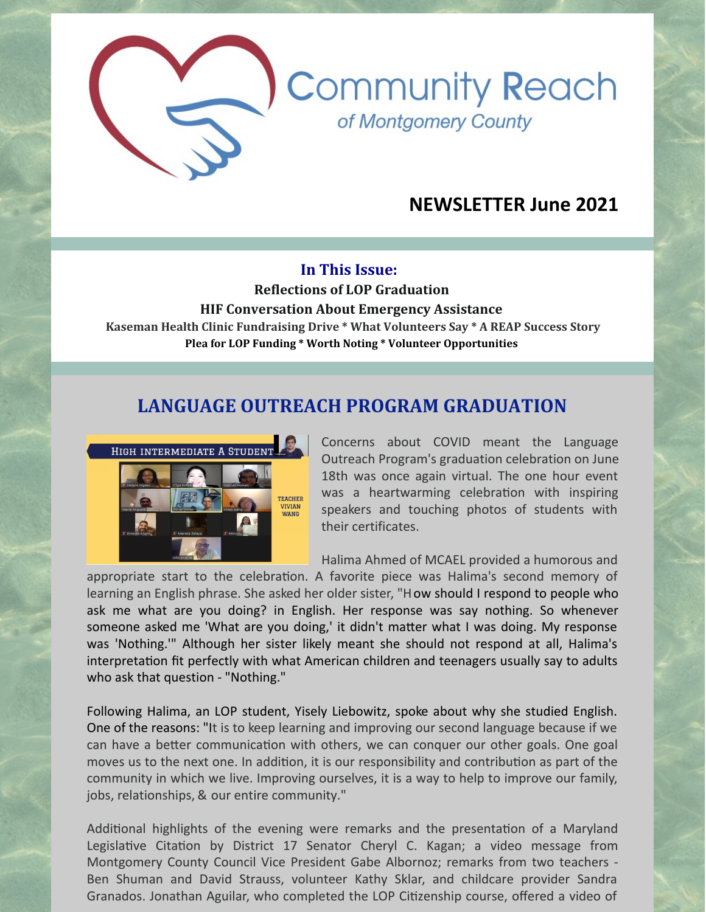# Community Reach

*of Montgomery County*

## NEWSLETTER June 2021

### In This Issue:

**Reflections of LOP Graduation**

**HIF Conversation About Emergency Assistance**

**Kaseman Health Clinic Fundraising Drive * What Volunteers Say * A REAP Success Story**

**Plea for LOP Funding * Worth Noting * Volunteer Opportunities**

## LANGUAGE OUTREACH PROGRAM GRADUATION

Concerns about COVID meant the Language Outreach Program's graduation celebration on June 18th was once again virtual. The one hour event was a heartwarming celebration with inspiring speakers and touching photos of students with their certificates.

Halima Ahmed of MCAEL provided a humorous and appropriate start to the celebration. A favorite piece was Halima's second memory of learning an English phrase. She asked her older sister, "How should I respond to people who ask me what are you doing? in English. Her response was say nothing. So whenever someone asked me 'What are you doing,' it didn't matter what I was doing. My response was 'Nothing.'" Although her sister likely meant she should not respond at all, Halima's interpretation fit perfectly with what American children and teenagers usually say to adults who ask that question - "Nothing."

Following Halima, an LOP student, Yisely Liebowitz, spoke about why she studied English. One of the reasons: "It is to keep learning and improving our second language because if we can have a better communication with others, we can conquer our other goals. One goal moves us to the next one. In addition, it is our responsibility and contribution as part of the community in which we live. Improving ourselves, it is a way to help to improve our family, jobs, relationships, & our entire community."

Additional highlights of the evening were remarks and the presentation of a Maryland Legislative Citation by District 17 Senator Cheryl C. Kagan; a video message from Montgomery County Council Vice President Gabe Albornoz; remarks from two teachers - Ben Shuman and David Strauss, volunteer Kathy Sklar, and childcare provider Sandra Granados. Jonathan Aguilar, who completed the LOP Citizenship course, offered a video of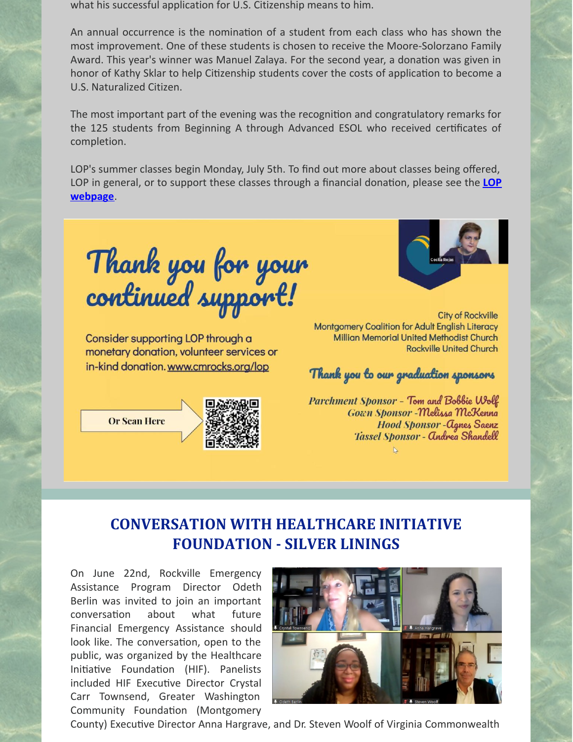what his successful application for U.S. Citizenship means to him.

An annual occurrence is the nomination of a student from each class who has shown the most improvement. One of these students is chosen to receive the Moore-Solorzano Family Award. This year's winner was Manuel Zalaya. For the second year, a donation was given in honor of Kathy Sklar to help Citizenship students cover the costs of application to become a U.S. Naturalized Citizen.

The most important part of the evening was the recognition and congratulatory remarks for the 125 students from Beginning A through Advanced ESOL who received certificates of completion.

LOP's summer classes begin Monday, July 5th. To find out more about classes being offered, LOP in general, or to support these classes through a financial donation, please see the **LOP webpage**.

Thank you for your continued support!

Consider supporting LOP through a monetary donation, volunteer services or in-kind donation. www.cmrocks.org/lop

Or Scan Here

City of Rockville
Montgomery Coalition for Adult English Literacy
Millian Memorial United Methodist Church
Rockville United Church

Thank you to our graduation sponsors

Parchment Sponsor - Tom and Bobbie Wolf
Gown Sponsor - Melissa McKenna
Hood Sponsor - Agnes Saenz
Tassel Sponsor - Andrea Shandell

## CONVERSATION WITH HEALTHCARE INITIATIVE FOUNDATION - SILVER LININGS

On June 22nd, Rockville Emergency Assistance Program Director Odeth Berlin was invited to join an important conversation about what future Financial Emergency Assistance should look like. The conversation, open to the public, was organized by the Healthcare Initiative Foundation (HIF). Panelists included HIF Executive Director Crystal Carr Townsend, Greater Washington Community Foundation (Montgomery County) Executive Director Anna Hargrave, and Dr. Steven Woolf of Virginia Commonwealth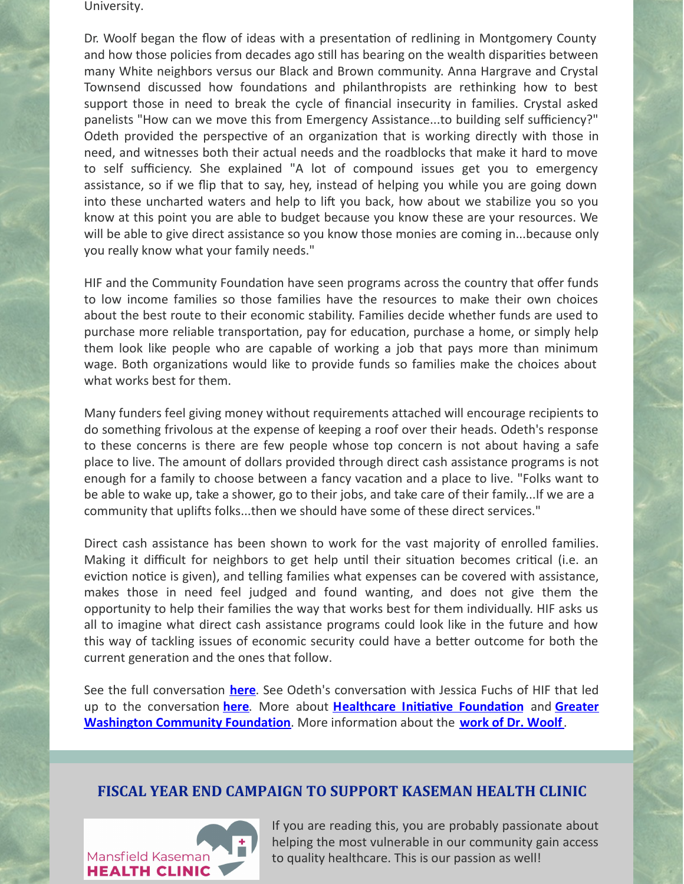University.

Dr. Woolf began the flow of ideas with a presentation of redlining in Montgomery County and how those policies from decades ago still has bearing on the wealth disparities between many White neighbors versus our Black and Brown community. Anna Hargrave and Crystal Townsend discussed how foundations and philanthropists are rethinking how to best support those in need to break the cycle of financial insecurity in families. Crystal asked panelists "How can we move this from Emergency Assistance...to building self sufficiency?" Odeth provided the perspective of an organization that is working directly with those in need, and witnesses both their actual needs and the roadblocks that make it hard to move to self sufficiency. She explained "A lot of compound issues get you to emergency assistance, so if we flip that to say, hey, instead of helping you while you are going down into these uncharted waters and help to lift you back, how about we stabilize you so you know at this point you are able to budget because you know these are your resources. We will be able to give direct assistance so you know those monies are coming in...because only you really know what your family needs."

HIF and the Community Foundation have seen programs across the country that offer funds to low income families so those families have the resources to make their own choices about the best route to their economic stability. Families decide whether funds are used to purchase more reliable transportation, pay for education, purchase a home, or simply help them look like people who are capable of working a job that pays more than minimum wage. Both organizations would like to provide funds so families make the choices about what works best for them.

Many funders feel giving money without requirements attached will encourage recipients to do something frivolous at the expense of keeping a roof over their heads. Odeth's response to these concerns is there are few people whose top concern is not about having a safe place to live. The amount of dollars provided through direct cash assistance programs is not enough for a family to choose between a fancy vacation and a place to live. "Folks want to be able to wake up, take a shower, go to their jobs, and take care of their family...If we are a community that uplifts folks...then we should have some of these direct services."

Direct cash assistance has been shown to work for the vast majority of enrolled families. Making it difficult for neighbors to get help until their situation becomes critical (i.e. an eviction notice is given), and telling families what expenses can be covered with assistance, makes those in need feel judged and found wanting, and does not give them the opportunity to help their families the way that works best for them individually. HIF asks us all to imagine what direct cash assistance programs could look like in the future and how this way of tackling issues of economic security could have a better outcome for both the current generation and the ones that follow.

See the full conversation **here**. See Odeth's conversation with Jessica Fuchs of HIF that led up to the conversation **here**. More about **Healthcare Initiative Foundation** and **Greater Washington Community Foundation**. More information about the **work of Dr. Woolf**.

## FISCAL YEAR END CAMPAIGN TO SUPPORT KASEMAN HEALTH CLINIC

Mansfield Kaseman HEALTH CLINIC

If you are reading this, you are probably passionate about helping the most vulnerable in our community gain access to quality healthcare. This is our passion as well!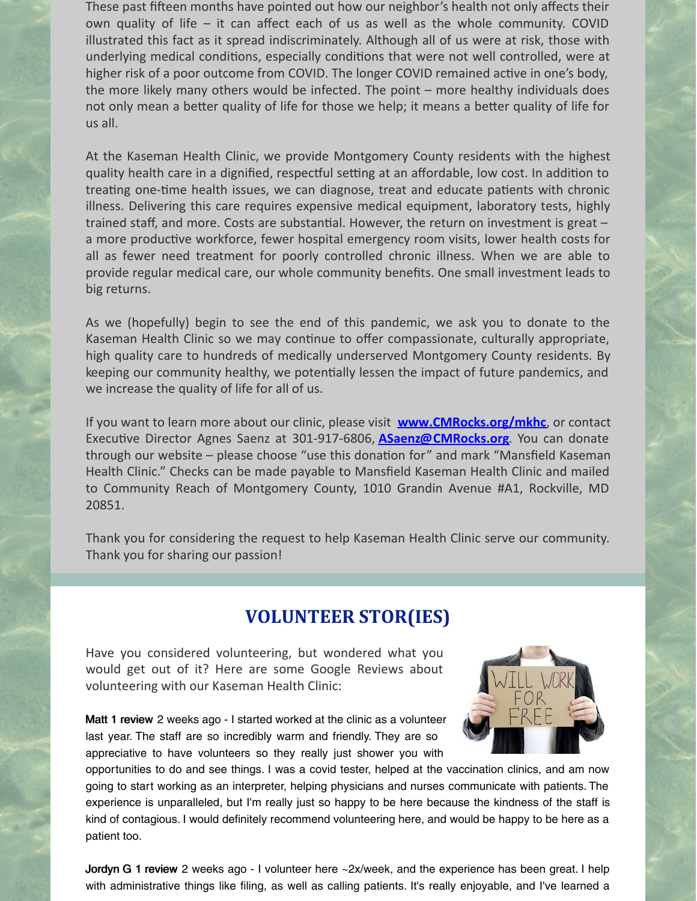These past fifteen months have pointed out how our neighbor's health not only affects their own quality of life – it can affect each of us as well as the whole community. COVID illustrated this fact as it spread indiscriminately. Although all of us were at risk, those with underlying medical conditions, especially conditions that were not well controlled, were at higher risk of a poor outcome from COVID. The longer COVID remained active in one's body, the more likely many others would be infected. The point – more healthy individuals does not only mean a better quality of life for those we help; it means a better quality of life for us all.

At the Kaseman Health Clinic, we provide Montgomery County residents with the highest quality health care in a dignified, respectful setting at an affordable, low cost. In addition to treating one-time health issues, we can diagnose, treat and educate patients with chronic illness. Delivering this care requires expensive medical equipment, laboratory tests, highly trained staff, and more. Costs are substantial. However, the return on investment is great – a more productive workforce, fewer hospital emergency room visits, lower health costs for all as fewer need treatment for poorly controlled chronic illness. When we are able to provide regular medical care, our whole community benefits. One small investment leads to big returns.

As we (hopefully) begin to see the end of this pandemic, we ask you to donate to the Kaseman Health Clinic so we may continue to offer compassionate, culturally appropriate, high quality care to hundreds of medically underserved Montgomery County residents. By keeping our community healthy, we potentially lessen the impact of future pandemics, and we increase the quality of life for all of us.

If you want to learn more about our clinic, please visit **www.CMRocks.org/mkhc**, or contact Executive Director Agnes Saenz at 301-917-6806, **ASaenz@CMRocks.org**. You can donate through our website – please choose "use this donation for" and mark "Mansfield Kaseman Health Clinic." Checks can be made payable to Mansfield Kaseman Health Clinic and mailed to Community Reach of Montgomery County, 1010 Grandin Avenue #A1, Rockville, MD 20851.

Thank you for considering the request to help Kaseman Health Clinic serve our community. Thank you for sharing our passion!

## VOLUNTEER STOR(IES)

Have you considered volunteering, but wondered what you would get out of it? Here are some Google Reviews about volunteering with our Kaseman Health Clinic:

**Matt 1 review** 2 weeks ago - I started worked at the clinic as a volunteer last year. The staff are so incredibly warm and friendly. They are so appreciative to have volunteers so they really just shower you with opportunities to do and see things. I was a covid tester, helped at the vaccination clinics, and am now going to start working as an interpreter, helping physicians and nurses communicate with patients. The experience is unparalleled, but I'm really just so happy to be here because the kindness of the staff is kind of contagious. I would definitely recommend volunteering here, and would be happy to be here as a patient too.

**Jordyn G 1 review** 2 weeks ago - I volunteer here ~2x/week, and the experience has been great. I help with administrative things like filing, as well as calling patients. It's really enjoyable, and I've learned a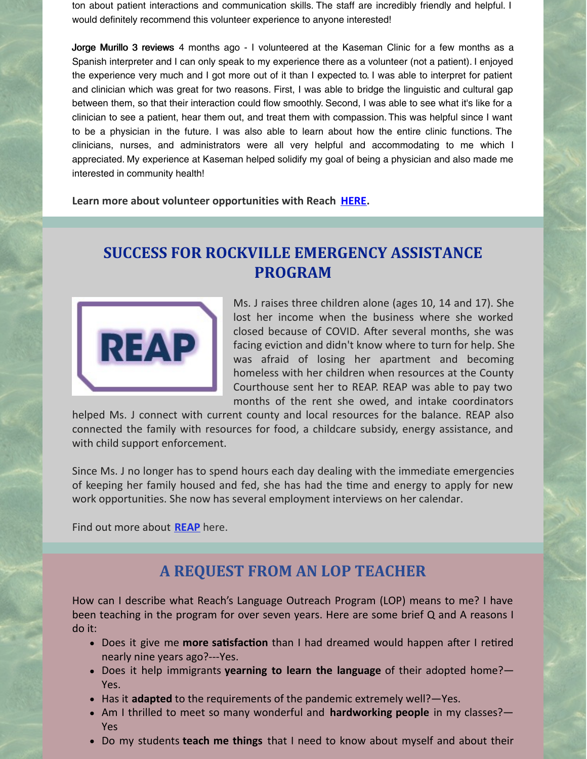ton about patient interactions and communication skills. The staff are incredibly friendly and helpful. I would definitely recommend this volunteer experience to anyone interested!

**Jorge Murillo 3 reviews** 4 months ago - I volunteered at the Kaseman Clinic for a few months as a Spanish interpreter and I can only speak to my experience there as a volunteer (not a patient). I enjoyed the experience very much and I got more out of it than I expected to. I was able to interpret for patient and clinician which was great for two reasons. First, I was able to bridge the linguistic and cultural gap between them, so that their interaction could flow smoothly. Second, I was able to see what it's like for a clinician to see a patient, hear them out, and treat them with compassion. This was helpful since I want to be a physician in the future. I was also able to learn about how the entire clinic functions. The clinicians, nurses, and administrators were all very helpful and accommodating to me which I appreciated. My experience at Kaseman helped solidify my goal of being a physician and also made me interested in community health!

**Learn more about volunteer opportunities with Reach HERE.**

## SUCCESS FOR ROCKVILLE EMERGENCY ASSISTANCE PROGRAM

REAP

Ms. J raises three children alone (ages 10, 14 and 17). She lost her income when the business where she worked closed because of COVID. After several months, she was facing eviction and didn't know where to turn for help. She was afraid of losing her apartment and becoming homeless with her children when resources at the County Courthouse sent her to REAP. REAP was able to pay two months of the rent she owed, and intake coordinators helped Ms. J connect with current county and local resources for the balance. REAP also connected the family with resources for food, a childcare subsidy, energy assistance, and with child support enforcement.

Since Ms. J no longer has to spend hours each day dealing with the immediate emergencies of keeping her family housed and fed, she has had the time and energy to apply for new work opportunities. She now has several employment interviews on her calendar.

Find out more about **REAP** here.

## A REQUEST FROM AN LOP TEACHER

How can I describe what Reach's Language Outreach Program (LOP) means to me? I have been teaching in the program for over seven years. Here are some brief Q and A reasons I do it:

- Does it give me **more satisfaction** than I had dreamed would happen after I retired nearly nine years ago?---Yes.
- Does it help immigrants **yearning to learn the language** of their adopted home?—Yes.
- Has it **adapted** to the requirements of the pandemic extremely well?—Yes.
- Am I thrilled to meet so many wonderful and **hardworking people** in my classes?—Yes
- Do my students **teach me things** that I need to know about myself and about their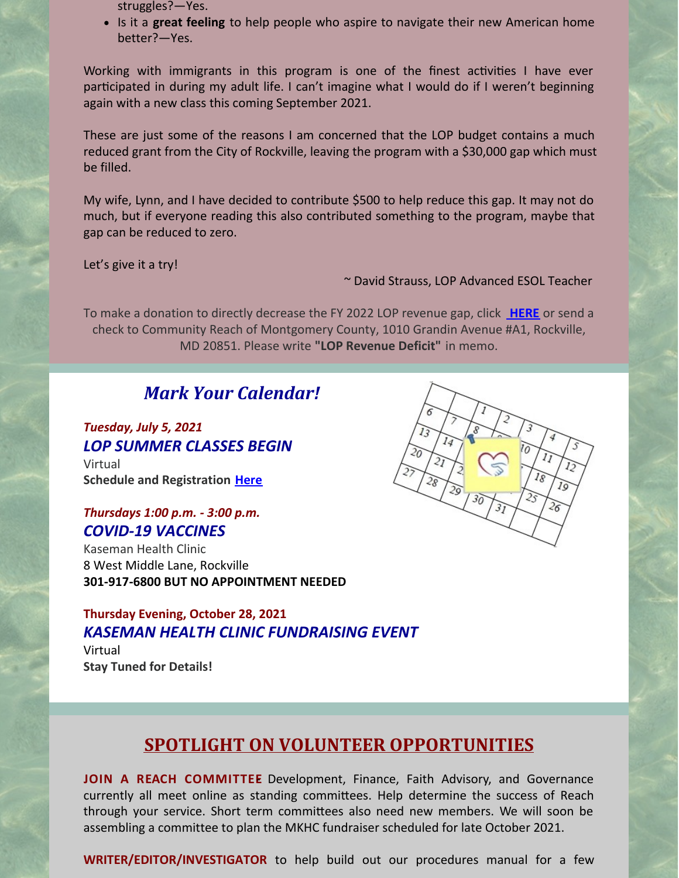struggles?—Yes.

- Is it a **great feeling** to help people who aspire to navigate their new American home better?—Yes.

Working with immigrants in this program is one of the finest activities I have ever participated in during my adult life. I can't imagine what I would do if I weren't beginning again with a new class this coming September 2021.

These are just some of the reasons I am concerned that the LOP budget contains a much reduced grant from the City of Rockville, leaving the program with a $30,000 gap which must be filled.

My wife, Lynn, and I have decided to contribute $500 to help reduce this gap. It may not do much, but if everyone reading this also contributed something to the program, maybe that gap can be reduced to zero.

Let's give it a try!

~ David Strauss, LOP Advanced ESOL Teacher

To make a donation to directly decrease the FY 2022 LOP revenue gap, click **HERE** or send a check to Community Reach of Montgomery County, 1010 Grandin Avenue #A1, Rockville, MD 20851. Please write **"LOP Revenue Deficit"** in memo.

## *Mark Your Calendar!*

***Tuesday, July 5, 2021***
***LOP SUMMER CLASSES BEGIN***
Virtual
**Schedule and Registration Here**

***Thursdays 1:00 p.m. - 3:00 p.m.***
***COVID-19 VACCINES***
Kaseman Health Clinic
8 West Middle Lane, Rockville
**301-917-6800 BUT NO APPOINTMENT NEEDED**

**Thursday Evening, October 28, 2021**
***KASEMAN HEALTH CLINIC FUNDRAISING EVENT***
Virtual
**Stay Tuned for Details!**

## SPOTLIGHT ON VOLUNTEER OPPORTUNITIES

**JOIN A REACH COMMITTEE** Development, Finance, Faith Advisory, and Governance currently all meet online as standing committees. Help determine the success of Reach through your service. Short term committees also need new members. We will soon be assembling a committee to plan the MKHC fundraiser scheduled for late October 2021.

**WRITER/EDITOR/INVESTIGATOR** to help build out our procedures manual for a few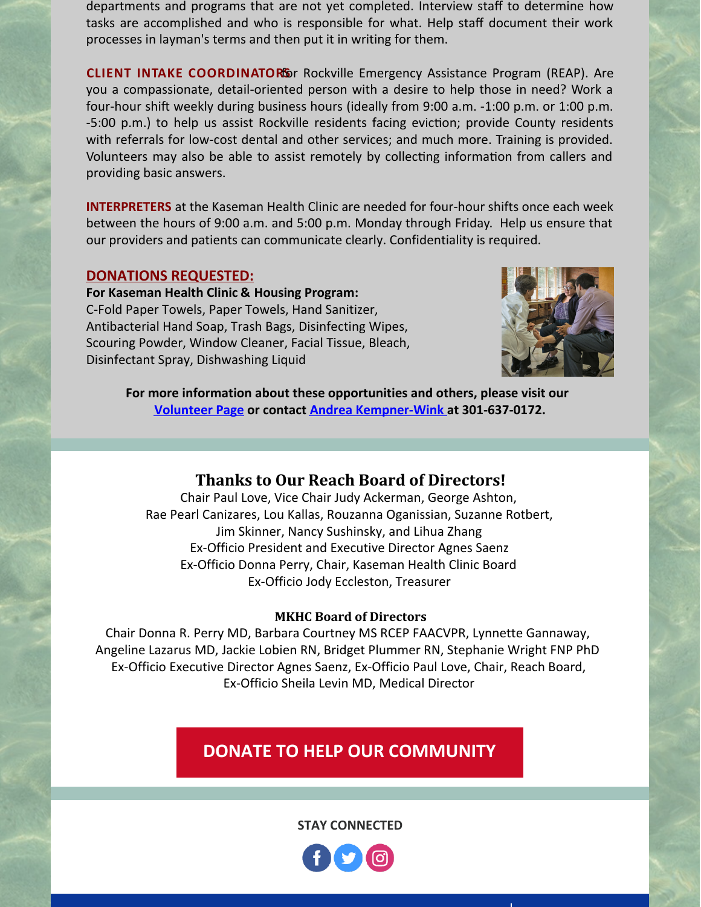departments and programs that are not yet completed. Interview staff to determine how tasks are accomplished and who is responsible for what. Help staff document their work processes in layman's terms and then put it in writing for them.

**CLIENT INTAKE COORDINATORS** for Rockville Emergency Assistance Program (REAP). Are you a compassionate, detail-oriented person with a desire to help those in need? Work a four-hour shift weekly during business hours (ideally from 9:00 a.m. -1:00 p.m. or 1:00 p.m. -5:00 p.m.) to help us assist Rockville residents facing eviction; provide County residents with referrals for low-cost dental and other services; and much more. Training is provided. Volunteers may also be able to assist remotely by collecting information from callers and providing basic answers.

**INTERPRETERS** at the Kaseman Health Clinic are needed for four-hour shifts once each week between the hours of 9:00 a.m. and 5:00 p.m. Monday through Friday. Help us ensure that our providers and patients can communicate clearly. Confidentiality is required.

**DONATIONS REQUESTED:**

**For Kaseman Health Clinic & Housing Program:**
C-Fold Paper Towels, Paper Towels, Hand Sanitizer, Antibacterial Hand Soap, Trash Bags, Disinfecting Wipes, Scouring Powder, Window Cleaner, Facial Tissue, Bleach, Disinfectant Spray, Dishwashing Liquid

**For more information about these opportunities and others, please visit our Volunteer Page or contact Andrea Kempner-Wink at 301-637-0172.**

## Thanks to Our Reach Board of Directors!

Chair Paul Love, Vice Chair Judy Ackerman, George Ashton, Rae Pearl Canizares, Lou Kallas, Rouzanna Oganissian, Suzanne Rotbert, Jim Skinner, Nancy Sushinsky, and Lihua Zhang
Ex-Officio President and Executive Director Agnes Saenz
Ex-Officio Donna Perry, Chair, Kaseman Health Clinic Board
Ex-Officio Jody Eccleston, Treasurer

### MKHC Board of Directors

Chair Donna R. Perry MD, Barbara Courtney MS RCEP FAACVPR, Lynnette Gannaway, Angeline Lazarus MD, Jackie Lobien RN, Bridget Plummer RN, Stephanie Wright FNP PhD
Ex-Officio Executive Director Agnes Saenz, Ex-Officio Paul Love, Chair, Reach Board,
Ex-Officio Sheila Levin MD, Medical Director

**DONATE TO HELP OUR COMMUNITY**

**STAY CONNECTED**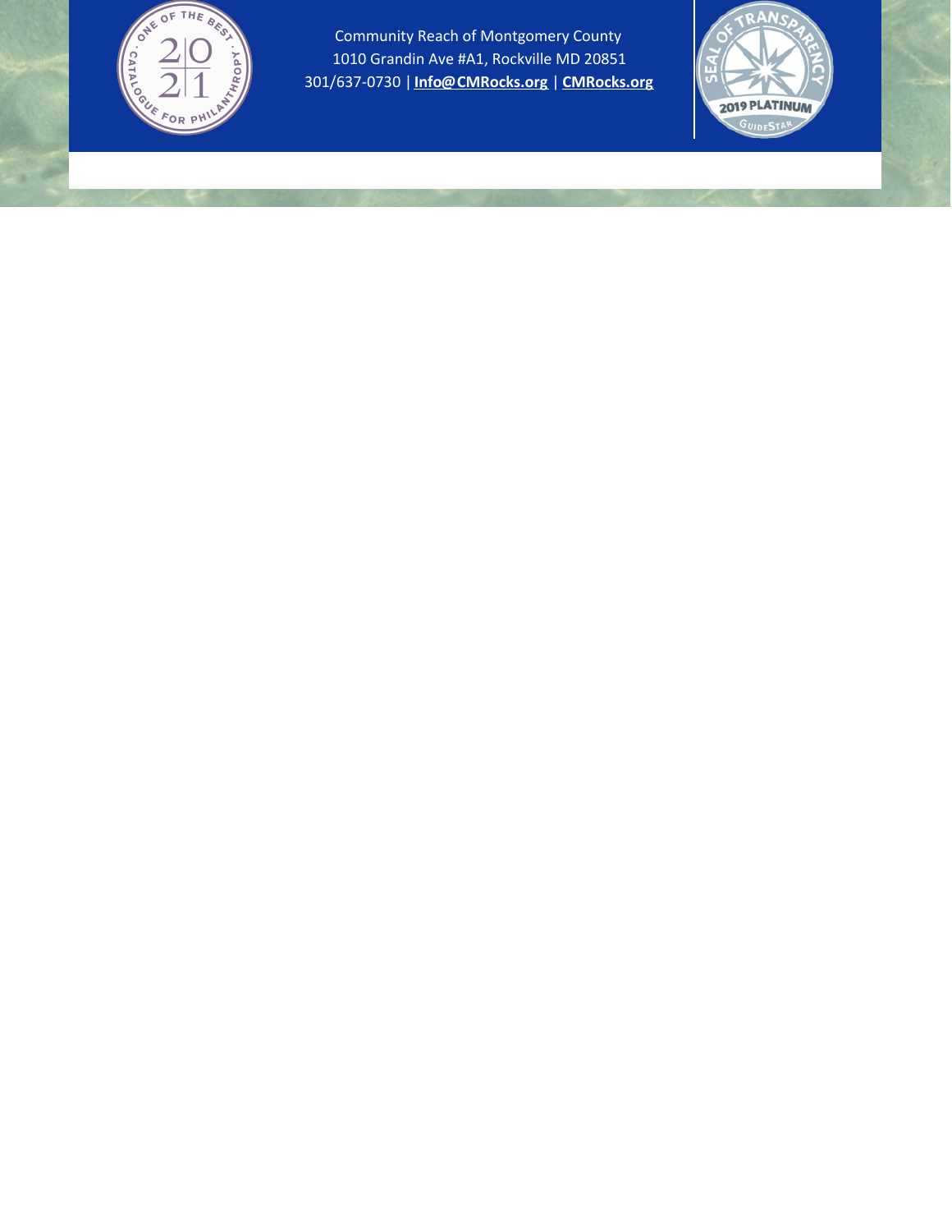Community Reach of Montgomery County
1010 Grandin Ave #A1, Rockville MD 20851
301/637-0730 | **Info@CMRocks.org** | **CMRocks.org**